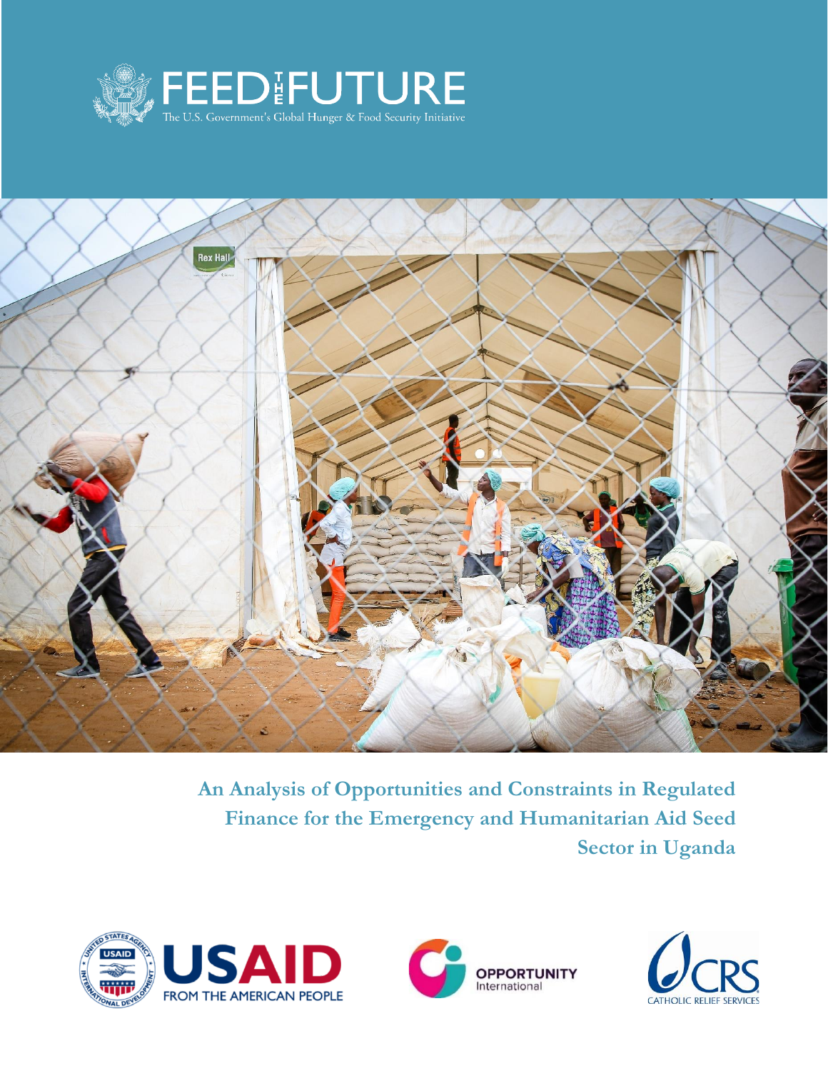FEED THE FUTURE

The U.S. Government's Global Hunger & Food Security Initiative

# An Analysis of Opportunities and Constraints in Regulated Finance for the Emergency and Humanitarian Aid Seed Sector in Uganda

USAID FROM THE AMERICAN PEOPLE

OPPORTUNITY International

CRS CATHOLIC RELIEF SERVICES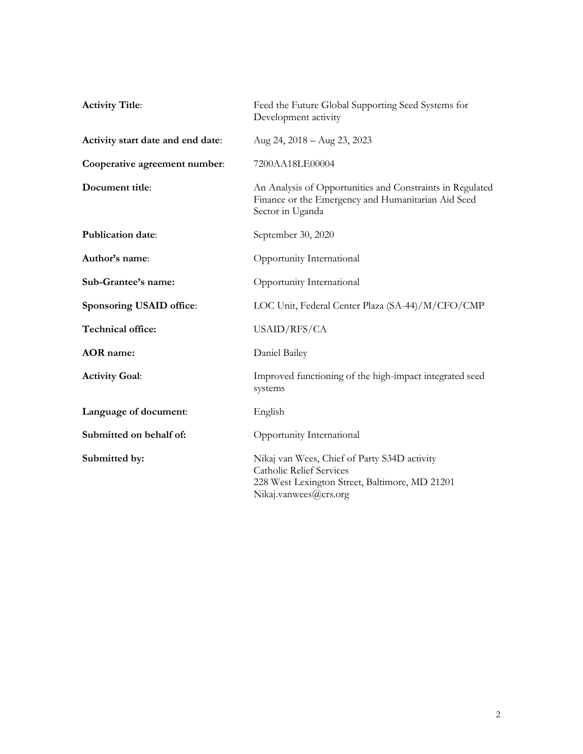| | |
|---|---|
| **Activity Title**: | Feed the Future Global Supporting Seed Systems for Development activity |
| **Activity start date and end date**: | Aug 24, 2018 – Aug 23, 2023 |
| **Cooperative agreement number**: | 7200AA18LE00004 |
| **Document title**: | An Analysis of Opportunities and Constraints in Regulated Finance or the Emergency and Humanitarian Aid Seed Sector in Uganda |
| **Publication date**: | September 30, 2020 |
| **Author's name**: | Opportunity International |
| **Sub-Grantee's name:** | Opportunity International |
| **Sponsoring USAID office**: | LOC Unit, Federal Center Plaza (SA-44)/M/CFO/CMP |
| **Technical office:** | USAID/RFS/CA |
| **AOR name:** | Daniel Bailey |
| **Activity Goal**: | Improved functioning of the high-impact integrated seed systems |
| **Language of document**: | English |
| **Submitted on behalf of:** | Opportunity International |
| **Submitted by:** | Nikaj van Wees, Chief of Party S34D activity<br>Catholic Relief Services<br>228 West Lexington Street, Baltimore, MD 21201<br>Nikaj.vanwees@crs.org |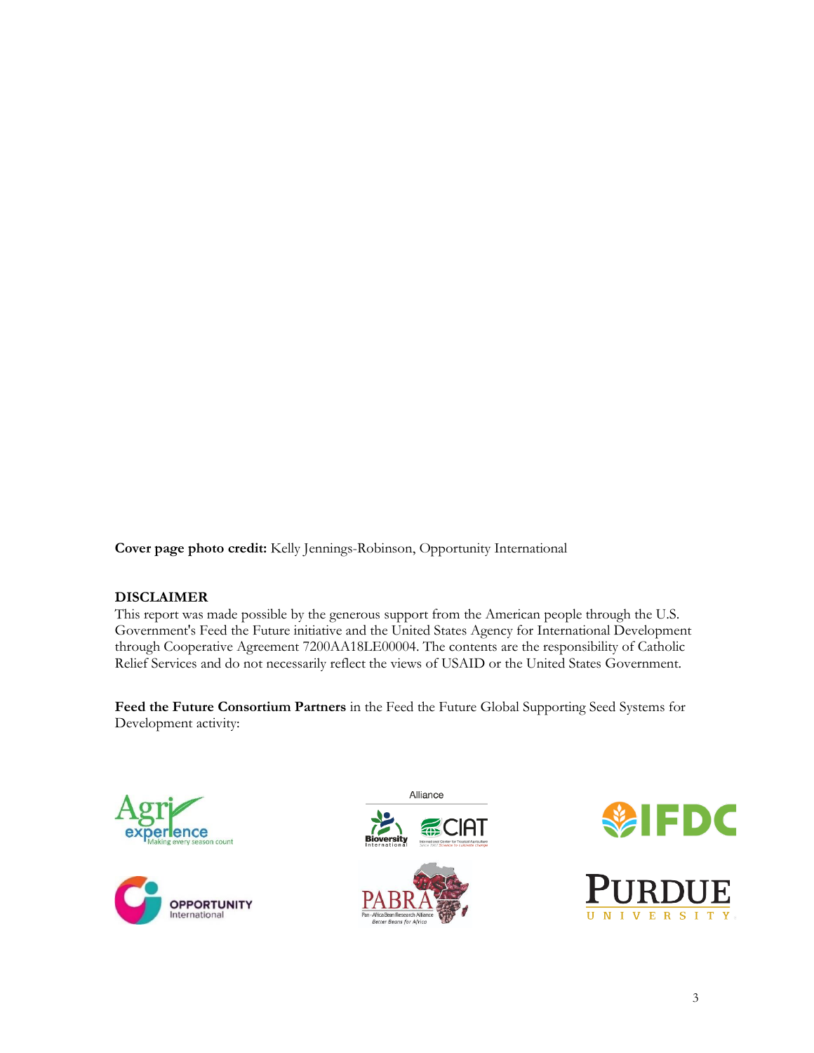**Cover page photo credit:** Kelly Jennings-Robinson, Opportunity International

**DISCLAIMER**
This report was made possible by the generous support from the American people through the U.S. Government's Feed the Future initiative and the United States Agency for International Development through Cooperative Agreement 7200AA18LE00004. The contents are the responsibility of Catholic Relief Services and do not necessarily reflect the views of USAID or the United States Government.

**Feed the Future Consortium Partners** in the Feed the Future Global Supporting Seed Systems for Development activity: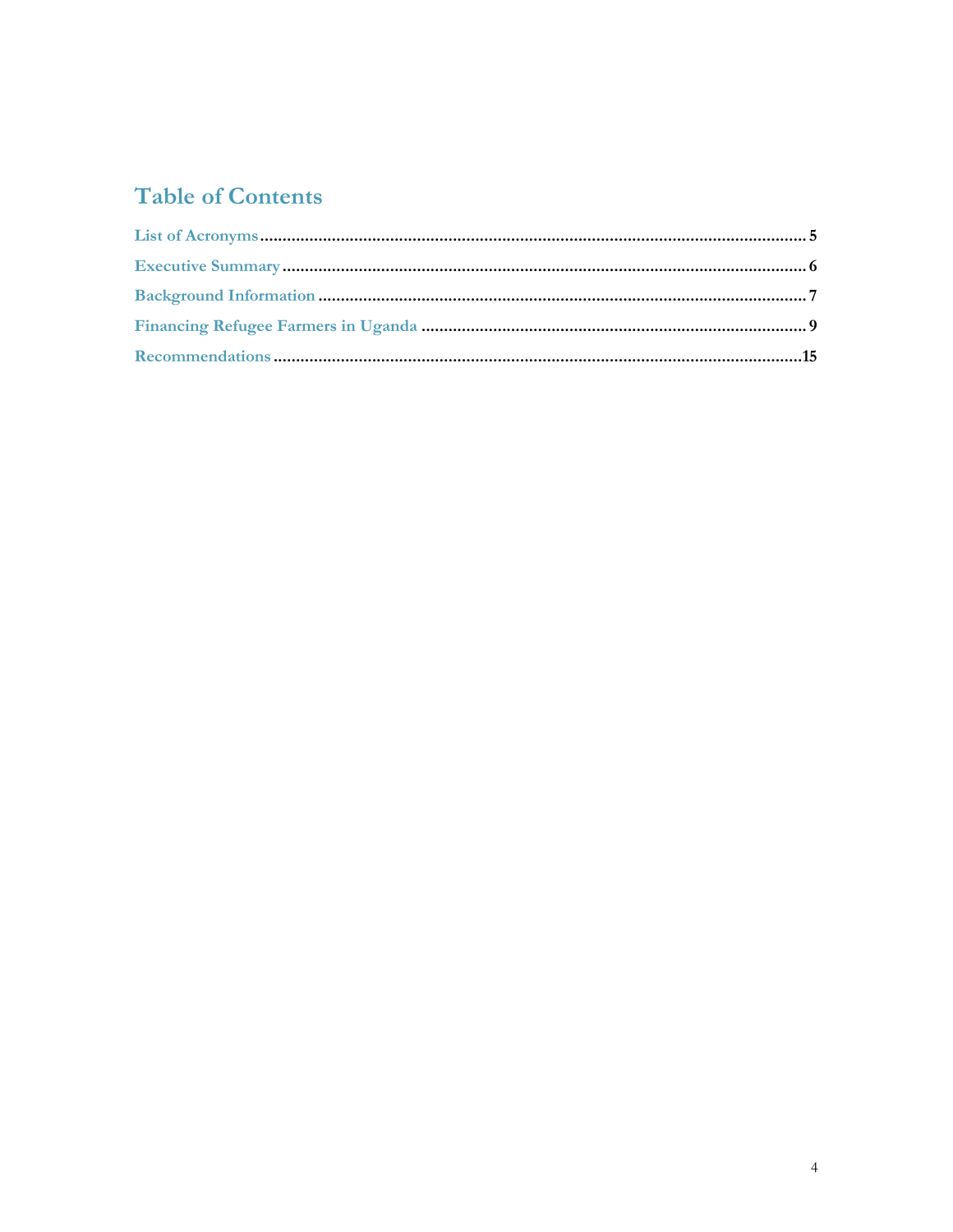# Table of Contents

List of Acronyms .......... 5

Executive Summary .......... 6

Background Information .......... 7

Financing Refugee Farmers in Uganda .......... 9

Recommendations .......... 15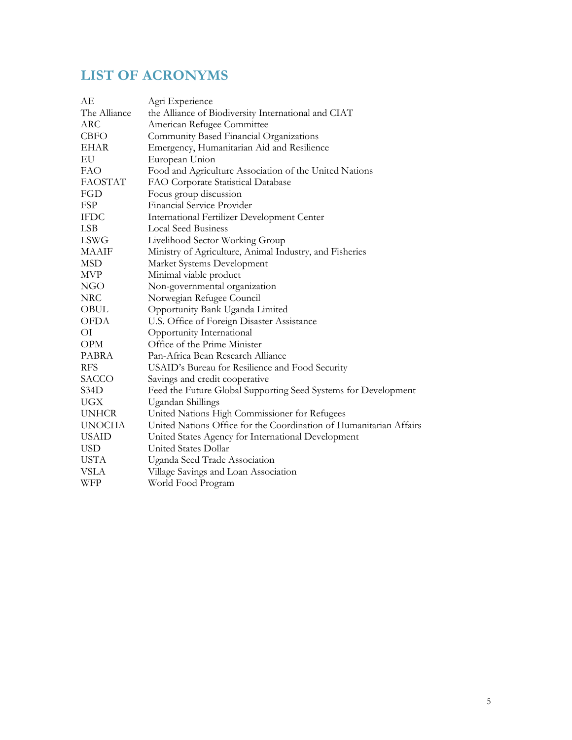# LIST OF ACRONYMS

| | |
|---|---|
| AE | Agri Experience |
| The Alliance | the Alliance of Biodiversity International and CIAT |
| ARC | American Refugee Committee |
| CBFO | Community Based Financial Organizations |
| EHAR | Emergency, Humanitarian Aid and Resilience |
| EU | European Union |
| FAO | Food and Agriculture Association of the United Nations |
| FAOSTAT | FAO Corporate Statistical Database |
| FGD | Focus group discussion |
| FSP | Financial Service Provider |
| IFDC | International Fertilizer Development Center |
| LSB | Local Seed Business |
| LSWG | Livelihood Sector Working Group |
| MAAIF | Ministry of Agriculture, Animal Industry, and Fisheries |
| MSD | Market Systems Development |
| MVP | Minimal viable product |
| NGO | Non-governmental organization |
| NRC | Norwegian Refugee Council |
| OBUL | Opportunity Bank Uganda Limited |
| OFDA | U.S. Office of Foreign Disaster Assistance |
| OI | Opportunity International |
| OPM | Office of the Prime Minister |
| PABRA | Pan-Africa Bean Research Alliance |
| RFS | USAID's Bureau for Resilience and Food Security |
| SACCO | Savings and credit cooperative |
| S34D | Feed the Future Global Supporting Seed Systems for Development |
| UGX | Ugandan Shillings |
| UNHCR | United Nations High Commissioner for Refugees |
| UNOCHA | United Nations Office for the Coordination of Humanitarian Affairs |
| USAID | United States Agency for International Development |
| USD | United States Dollar |
| USTA | Uganda Seed Trade Association |
| VSLA | Village Savings and Loan Association |
| WFP | World Food Program |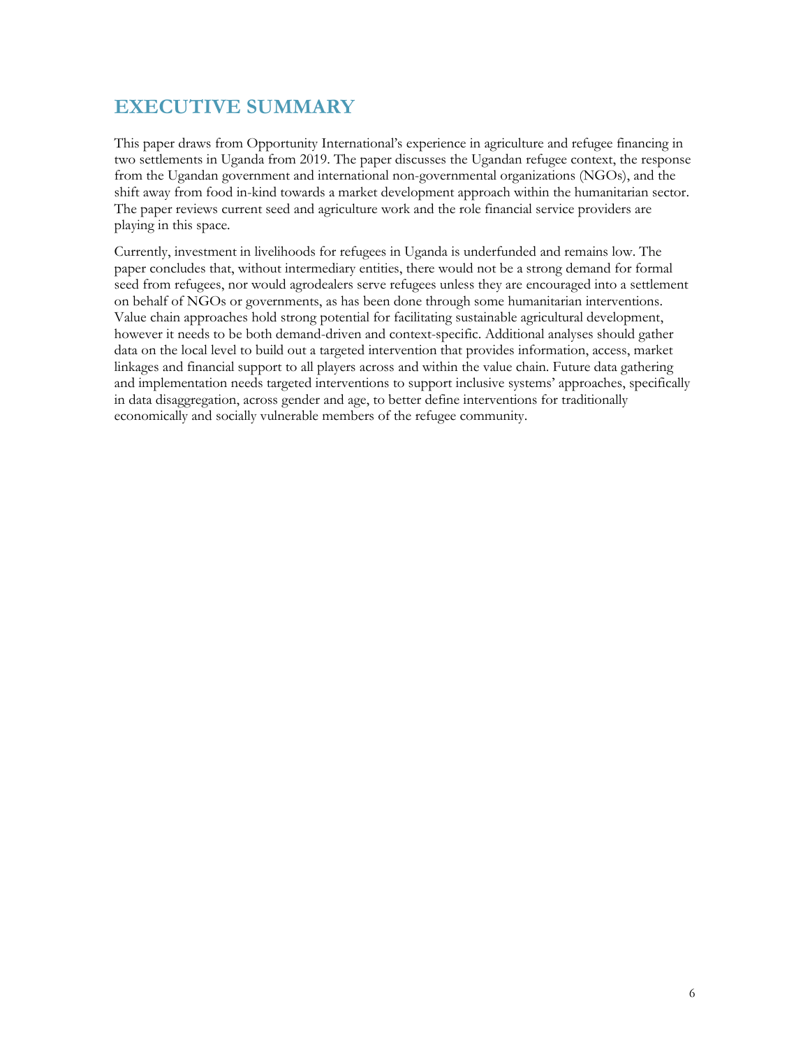# EXECUTIVE SUMMARY

This paper draws from Opportunity International's experience in agriculture and refugee financing in two settlements in Uganda from 2019. The paper discusses the Ugandan refugee context, the response from the Ugandan government and international non-governmental organizations (NGOs), and the shift away from food in-kind towards a market development approach within the humanitarian sector. The paper reviews current seed and agriculture work and the role financial service providers are playing in this space.

Currently, investment in livelihoods for refugees in Uganda is underfunded and remains low. The paper concludes that, without intermediary entities, there would not be a strong demand for formal seed from refugees, nor would agrodealers serve refugees unless they are encouraged into a settlement on behalf of NGOs or governments, as has been done through some humanitarian interventions. Value chain approaches hold strong potential for facilitating sustainable agricultural development, however it needs to be both demand-driven and context-specific. Additional analyses should gather data on the local level to build out a targeted intervention that provides information, access, market linkages and financial support to all players across and within the value chain. Future data gathering and implementation needs targeted interventions to support inclusive systems' approaches, specifically in data disaggregation, across gender and age, to better define interventions for traditionally economically and socially vulnerable members of the refugee community.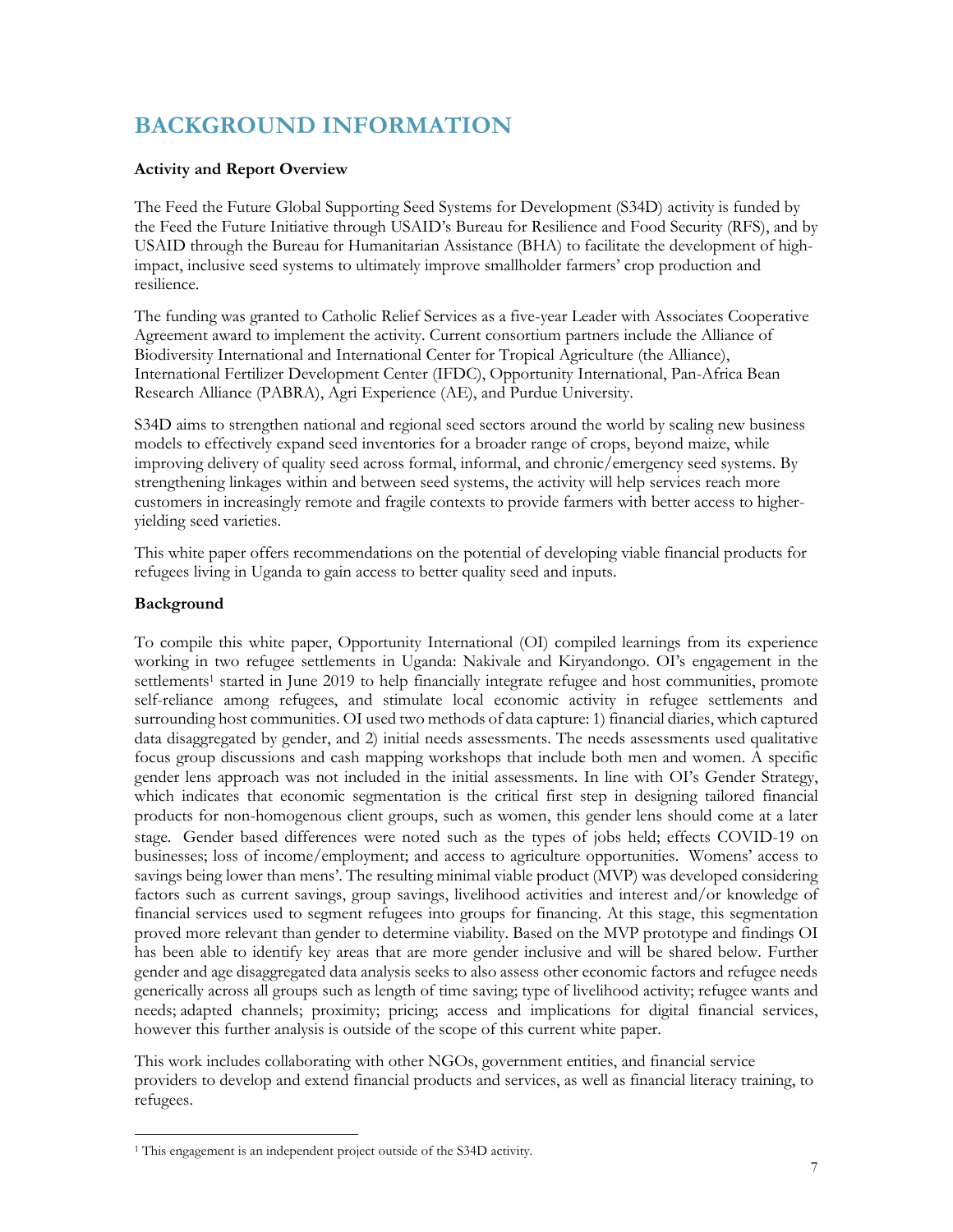# BACKGROUND INFORMATION

**Activity and Report Overview**

The Feed the Future Global Supporting Seed Systems for Development (S34D) activity is funded by the Feed the Future Initiative through USAID's Bureau for Resilience and Food Security (RFS), and by USAID through the Bureau for Humanitarian Assistance (BHA) to facilitate the development of high-impact, inclusive seed systems to ultimately improve smallholder farmers' crop production and resilience.

The funding was granted to Catholic Relief Services as a five-year Leader with Associates Cooperative Agreement award to implement the activity. Current consortium partners include the Alliance of Biodiversity International and International Center for Tropical Agriculture (the Alliance), International Fertilizer Development Center (IFDC), Opportunity International, Pan-Africa Bean Research Alliance (PABRA), Agri Experience (AE), and Purdue University.

S34D aims to strengthen national and regional seed sectors around the world by scaling new business models to effectively expand seed inventories for a broader range of crops, beyond maize, while improving delivery of quality seed across formal, informal, and chronic/emergency seed systems. By strengthening linkages within and between seed systems, the activity will help services reach more customers in increasingly remote and fragile contexts to provide farmers with better access to higher-yielding seed varieties.

This white paper offers recommendations on the potential of developing viable financial products for refugees living in Uganda to gain access to better quality seed and inputs.

**Background**

To compile this white paper, Opportunity International (OI) compiled learnings from its experience working in two refugee settlements in Uganda: Nakivale and Kiryandongo. OI's engagement in the settlements[1] started in June 2019 to help financially integrate refugee and host communities, promote self-reliance among refugees, and stimulate local economic activity in refugee settlements and surrounding host communities. OI used two methods of data capture: 1) financial diaries, which captured data disaggregated by gender, and 2) initial needs assessments. The needs assessments used qualitative focus group discussions and cash mapping workshops that include both men and women. A specific gender lens approach was not included in the initial assessments. In line with OI's Gender Strategy, which indicates that economic segmentation is the critical first step in designing tailored financial products for non-homogenous client groups, such as women, this gender lens should come at a later stage. Gender based differences were noted such as the types of jobs held; effects COVID-19 on businesses; loss of income/employment; and access to agriculture opportunities. Womens' access to savings being lower than mens'. The resulting minimal viable product (MVP) was developed considering factors such as current savings, group savings, livelihood activities and interest and/or knowledge of financial services used to segment refugees into groups for financing. At this stage, this segmentation proved more relevant than gender to determine viability. Based on the MVP prototype and findings OI has been able to identify key areas that are more gender inclusive and will be shared below. Further gender and age disaggregated data analysis seeks to also assess other economic factors and refugee needs generically across all groups such as length of time saving; type of livelihood activity; refugee wants and needs; adapted channels; proximity; pricing; access and implications for digital financial services, however this further analysis is outside of the scope of this current white paper.

This work includes collaborating with other NGOs, government entities, and financial service providers to develop and extend financial products and services, as well as financial literacy training, to refugees.

[1] This engagement is an independent project outside of the S34D activity.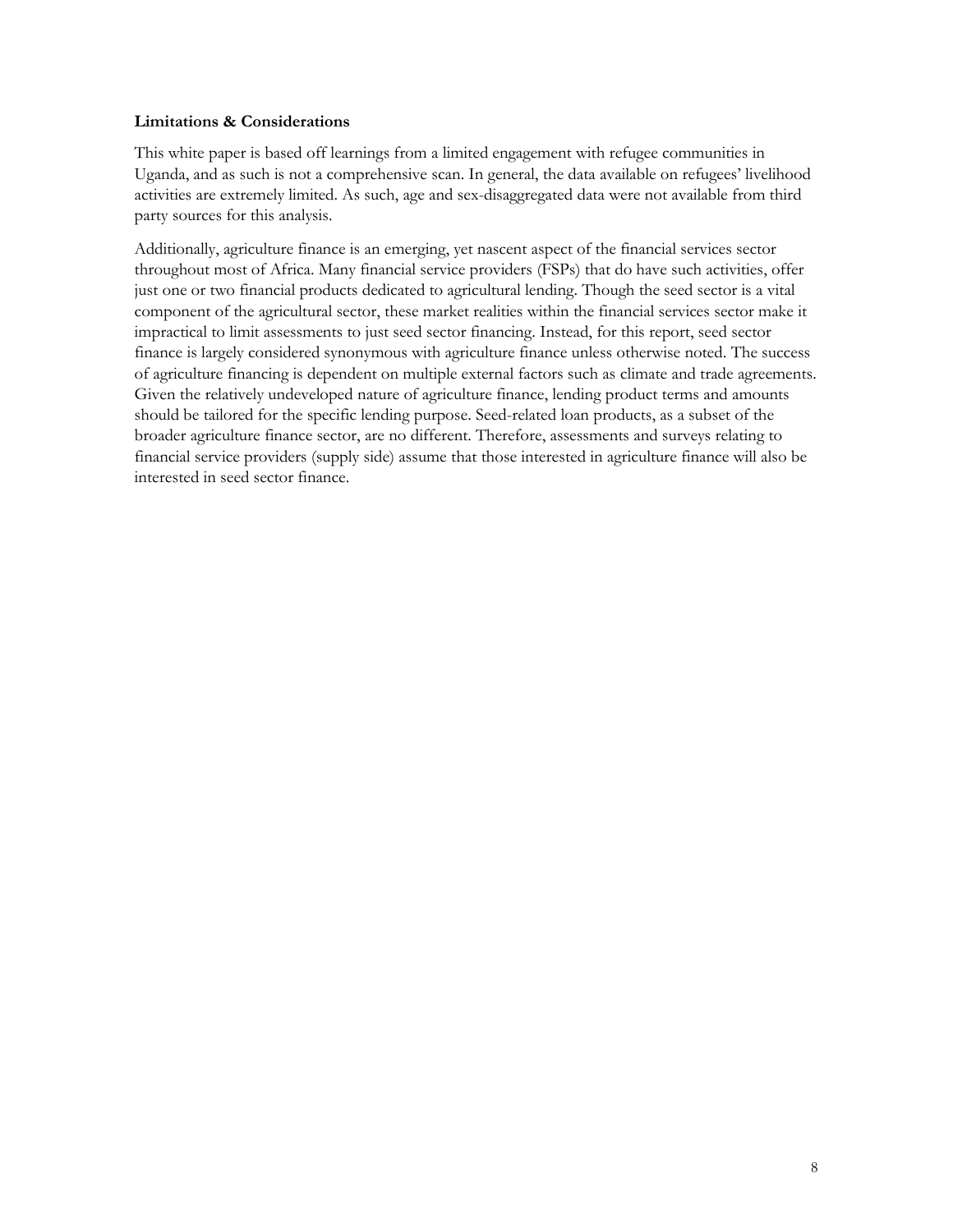**Limitations & Considerations**

This white paper is based off learnings from a limited engagement with refugee communities in Uganda, and as such is not a comprehensive scan. In general, the data available on refugees' livelihood activities are extremely limited. As such, age and sex-disaggregated data were not available from third party sources for this analysis.

Additionally, agriculture finance is an emerging, yet nascent aspect of the financial services sector throughout most of Africa. Many financial service providers (FSPs) that do have such activities, offer just one or two financial products dedicated to agricultural lending. Though the seed sector is a vital component of the agricultural sector, these market realities within the financial services sector make it impractical to limit assessments to just seed sector financing. Instead, for this report, seed sector finance is largely considered synonymous with agriculture finance unless otherwise noted. The success of agriculture financing is dependent on multiple external factors such as climate and trade agreements. Given the relatively undeveloped nature of agriculture finance, lending product terms and amounts should be tailored for the specific lending purpose. Seed-related loan products, as a subset of the broader agriculture finance sector, are no different. Therefore, assessments and surveys relating to financial service providers (supply side) assume that those interested in agriculture finance will also be interested in seed sector finance.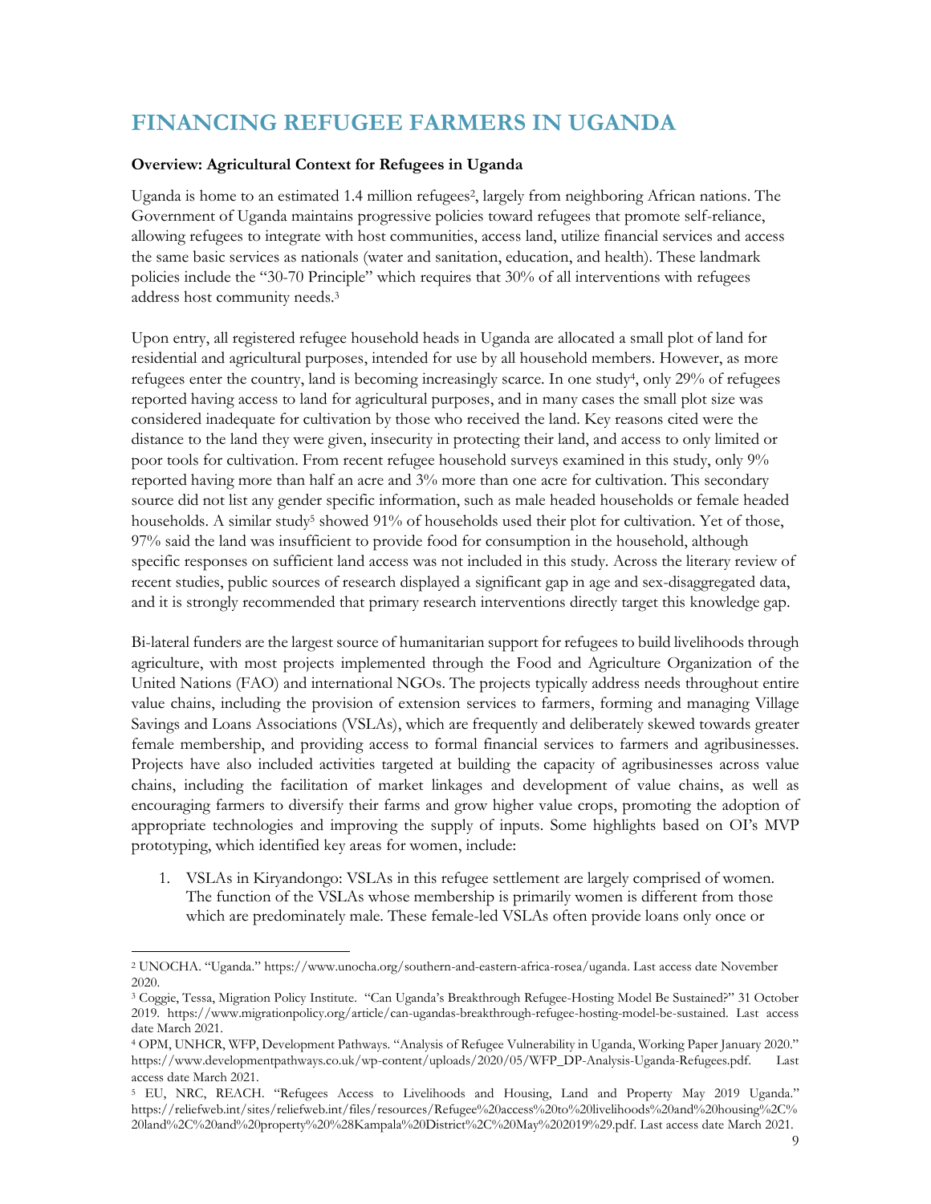# FINANCING REFUGEE FARMERS IN UGANDA

**Overview: Agricultural Context for Refugees in Uganda**

Uganda is home to an estimated 1.4 million refugees[2], largely from neighboring African nations. The Government of Uganda maintains progressive policies toward refugees that promote self-reliance, allowing refugees to integrate with host communities, access land, utilize financial services and access the same basic services as nationals (water and sanitation, education, and health). These landmark policies include the "30-70 Principle" which requires that 30% of all interventions with refugees address host community needs.[3]

Upon entry, all registered refugee household heads in Uganda are allocated a small plot of land for residential and agricultural purposes, intended for use by all household members. However, as more refugees enter the country, land is becoming increasingly scarce. In one study[4], only 29% of refugees reported having access to land for agricultural purposes, and in many cases the small plot size was considered inadequate for cultivation by those who received the land. Key reasons cited were the distance to the land they were given, insecurity in protecting their land, and access to only limited or poor tools for cultivation. From recent refugee household surveys examined in this study, only 9% reported having more than half an acre and 3% more than one acre for cultivation. This secondary source did not list any gender specific information, such as male headed households or female headed households. A similar study[5] showed 91% of households used their plot for cultivation. Yet of those, 97% said the land was insufficient to provide food for consumption in the household, although specific responses on sufficient land access was not included in this study. Across the literary review of recent studies, public sources of research displayed a significant gap in age and sex-disaggregated data, and it is strongly recommended that primary research interventions directly target this knowledge gap.

Bi-lateral funders are the largest source of humanitarian support for refugees to build livelihoods through agriculture, with most projects implemented through the Food and Agriculture Organization of the United Nations (FAO) and international NGOs. The projects typically address needs throughout entire value chains, including the provision of extension services to farmers, forming and managing Village Savings and Loans Associations (VSLAs), which are frequently and deliberately skewed towards greater female membership, and providing access to formal financial services to farmers and agribusinesses. Projects have also included activities targeted at building the capacity of agribusinesses across value chains, including the facilitation of market linkages and development of value chains, as well as encouraging farmers to diversify their farms and grow higher value crops, promoting the adoption of appropriate technologies and improving the supply of inputs. Some highlights based on OI's MVP prototyping, which identified key areas for women, include:

1. VSLAs in Kiryandongo: VSLAs in this refugee settlement are largely comprised of women. The function of the VSLAs whose membership is primarily women is different from those which are predominately male. These female-led VSLAs often provide loans only once or

---

[2] UNOCHA. "Uganda." https://www.unocha.org/southern-and-eastern-africa-rosea/uganda. Last access date November 2020.

[3] Coggie, Tessa, Migration Policy Institute. "Can Uganda's Breakthrough Refugee-Hosting Model Be Sustained?" 31 October 2019. https://www.migrationpolicy.org/article/can-ugandas-breakthrough-refugee-hosting-model-be-sustained. Last access date March 2021.

[4] OPM, UNHCR, WFP, Development Pathways. "Analysis of Refugee Vulnerability in Uganda, Working Paper January 2020." https://www.developmentpathways.co.uk/wp-content/uploads/2020/05/WFP_DP-Analysis-Uganda-Refugees.pdf. Last access date March 2021.

[5] EU, NRC, REACH. "Refugees Access to Livelihoods and Housing, Land and Property May 2019 Uganda." https://reliefweb.int/sites/reliefweb.int/files/resources/Refugee%20access%20to%20livelihoods%20and%20housing%2C%20land%2C%20and%20property%20%28Kampala%20District%2C%20May%202019%29.pdf. Last access date March 2021.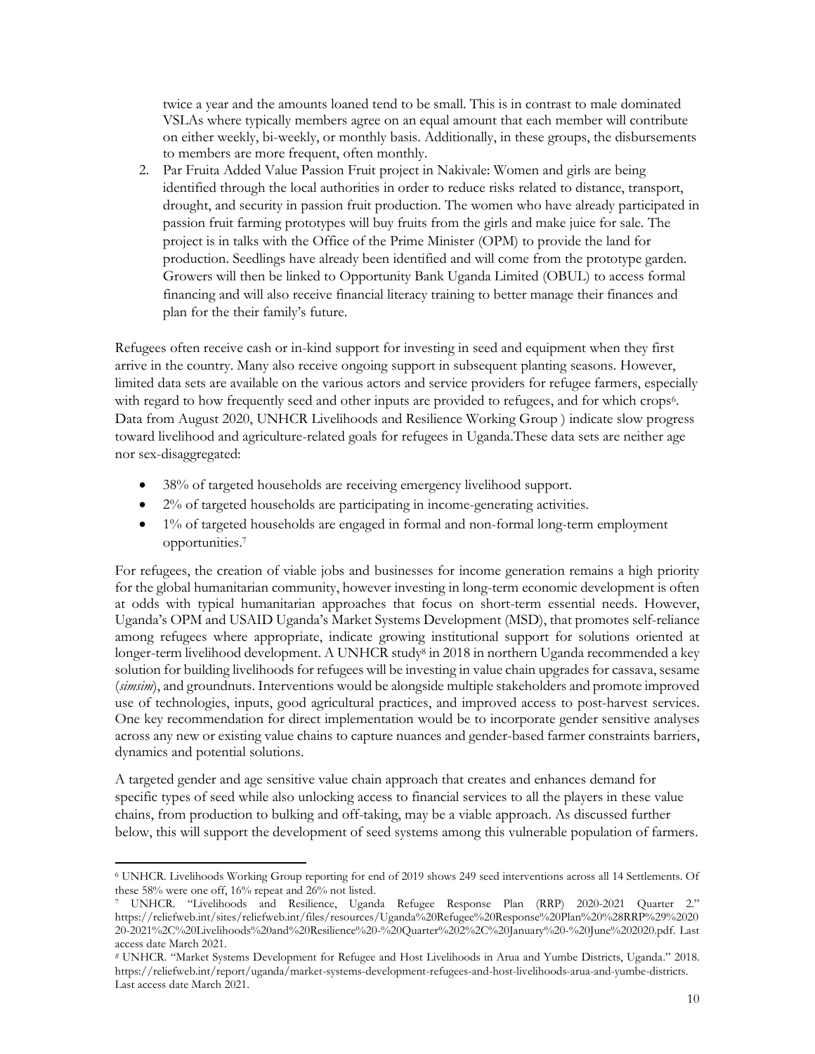twice a year and the amounts loaned tend to be small. This is in contrast to male dominated VSLAs where typically members agree on an equal amount that each member will contribute on either weekly, bi-weekly, or monthly basis. Additionally, in these groups, the disbursements to members are more frequent, often monthly.

2. Par Fruita Added Value Passion Fruit project in Nakivale: Women and girls are being identified through the local authorities in order to reduce risks related to distance, transport, drought, and security in passion fruit production. The women who have already participated in passion fruit farming prototypes will buy fruits from the girls and make juice for sale. The project is in talks with the Office of the Prime Minister (OPM) to provide the land for production. Seedlings have already been identified and will come from the prototype garden. Growers will then be linked to Opportunity Bank Uganda Limited (OBUL) to access formal financing and will also receive financial literacy training to better manage their finances and plan for the their family's future.

Refugees often receive cash or in-kind support for investing in seed and equipment when they first arrive in the country. Many also receive ongoing support in subsequent planting seasons. However, limited data sets are available on the various actors and service providers for refugee farmers, especially with regard to how frequently seed and other inputs are provided to refugees, and for which crops[6]. Data from August 2020, UNHCR Livelihoods and Resilience Working Group ) indicate slow progress toward livelihood and agriculture-related goals for refugees in Uganda.These data sets are neither age nor sex-disaggregated:

- 38% of targeted households are receiving emergency livelihood support.
- 2% of targeted households are participating in income-generating activities.
- 1% of targeted households are engaged in formal and non-formal long-term employment opportunities.[7]

For refugees, the creation of viable jobs and businesses for income generation remains a high priority for the global humanitarian community, however investing in long-term economic development is often at odds with typical humanitarian approaches that focus on short-term essential needs. However, Uganda's OPM and USAID Uganda's Market Systems Development (MSD), that promotes self-reliance among refugees where appropriate, indicate growing institutional support for solutions oriented at longer-term livelihood development. A UNHCR study[8] in 2018 in northern Uganda recommended a key solution for building livelihoods for refugees will be investing in value chain upgrades for cassava, sesame (*simsim*), and groundnuts. Interventions would be alongside multiple stakeholders and promote improved use of technologies, inputs, good agricultural practices, and improved access to post-harvest services. One key recommendation for direct implementation would be to incorporate gender sensitive analyses across any new or existing value chains to capture nuances and gender-based farmer constraints barriers, dynamics and potential solutions.

A targeted gender and age sensitive value chain approach that creates and enhances demand for specific types of seed while also unlocking access to financial services to all the players in these value chains, from production to bulking and off-taking, may be a viable approach. As discussed further below, this will support the development of seed systems among this vulnerable population of farmers.

---

[6] UNHCR. Livelihoods Working Group reporting for end of 2019 shows 249 seed interventions across all 14 Settlements. Of these 58% were one off, 16% repeat and 26% not listed.

[7] UNHCR. "Livelihoods and Resilience, Uganda Refugee Response Plan (RRP) 2020-2021 Quarter 2." https://reliefweb.int/sites/reliefweb.int/files/resources/Uganda%20Refugee%20Response%20Plan%20%28RRP%29%2020 20-2021%2C%20Livelihoods%20and%20Resilience%20-%20Quarter%202%2C%20January%20-%20June%202020.pdf. Last access date March 2021.

[8] UNHCR. "Market Systems Development for Refugee and Host Livelihoods in Arua and Yumbe Districts, Uganda." 2018. https://reliefweb.int/report/uganda/market-systems-development-refugees-and-host-livelihoods-arua-and-yumbe-districts. Last access date March 2021.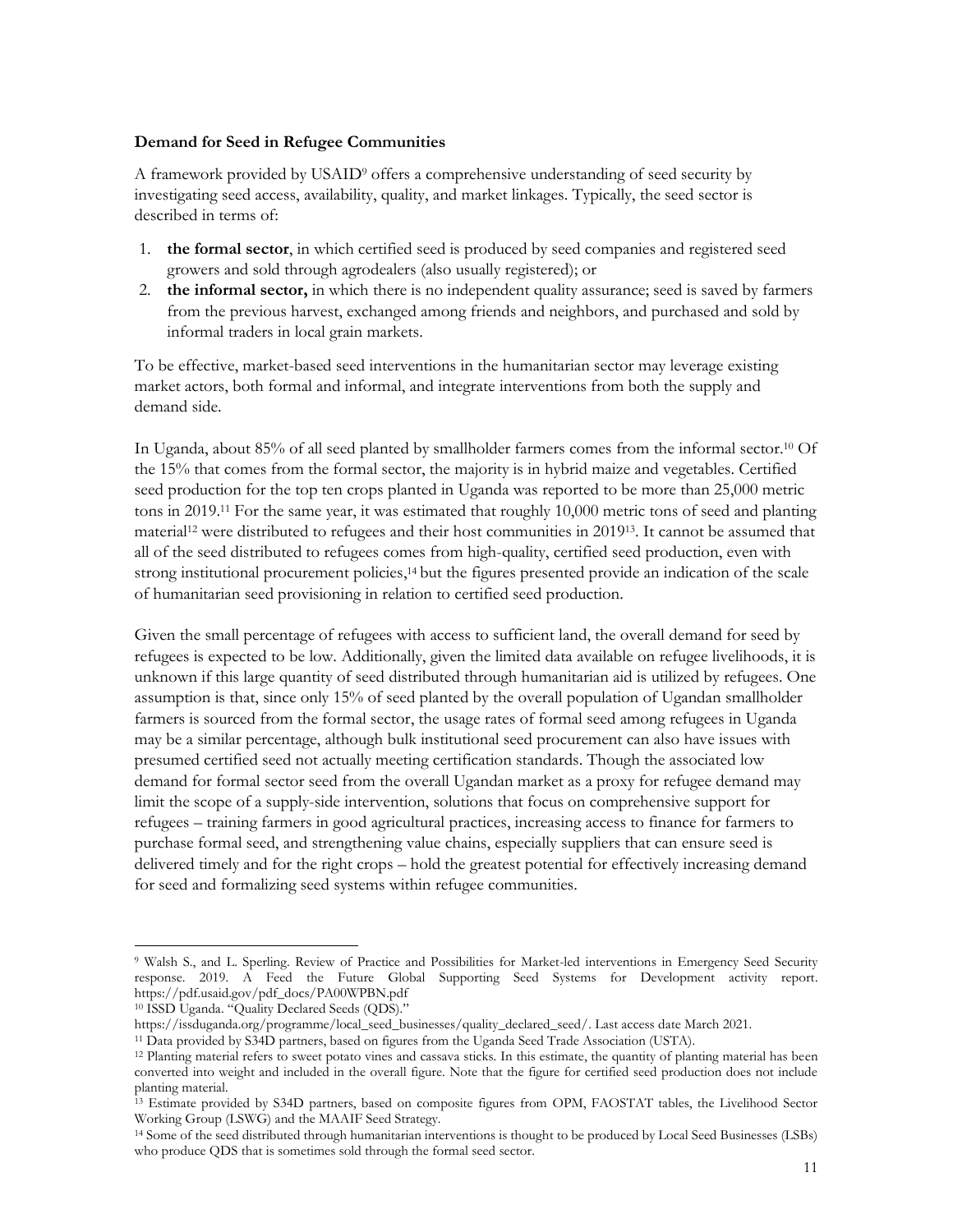**Demand for Seed in Refugee Communities**

A framework provided by USAID[9] offers a comprehensive understanding of seed security by investigating seed access, availability, quality, and market linkages. Typically, the seed sector is described in terms of:

1. **the formal sector**, in which certified seed is produced by seed companies and registered seed growers and sold through agrodealers (also usually registered); or
2. **the informal sector,** in which there is no independent quality assurance; seed is saved by farmers from the previous harvest, exchanged among friends and neighbors, and purchased and sold by informal traders in local grain markets.

To be effective, market-based seed interventions in the humanitarian sector may leverage existing market actors, both formal and informal, and integrate interventions from both the supply and demand side.

In Uganda, about 85% of all seed planted by smallholder farmers comes from the informal sector.[10] Of the 15% that comes from the formal sector, the majority is in hybrid maize and vegetables. Certified seed production for the top ten crops planted in Uganda was reported to be more than 25,000 metric tons in 2019.[11] For the same year, it was estimated that roughly 10,000 metric tons of seed and planting material[12] were distributed to refugees and their host communities in 2019[13]. It cannot be assumed that all of the seed distributed to refugees comes from high-quality, certified seed production, even with strong institutional procurement policies,[14] but the figures presented provide an indication of the scale of humanitarian seed provisioning in relation to certified seed production.

Given the small percentage of refugees with access to sufficient land, the overall demand for seed by refugees is expected to be low. Additionally, given the limited data available on refugee livelihoods, it is unknown if this large quantity of seed distributed through humanitarian aid is utilized by refugees. One assumption is that, since only 15% of seed planted by the overall population of Ugandan smallholder farmers is sourced from the formal sector, the usage rates of formal seed among refugees in Uganda may be a similar percentage, although bulk institutional seed procurement can also have issues with presumed certified seed not actually meeting certification standards. Though the associated low demand for formal sector seed from the overall Ugandan market as a proxy for refugee demand may limit the scope of a supply-side intervention, solutions that focus on comprehensive support for refugees – training farmers in good agricultural practices, increasing access to finance for farmers to purchase formal seed, and strengthening value chains, especially suppliers that can ensure seed is delivered timely and for the right crops – hold the greatest potential for effectively increasing demand for seed and formalizing seed systems within refugee communities.

---

[9] Walsh S., and L. Sperling. Review of Practice and Possibilities for Market-led interventions in Emergency Seed Security response. 2019. A Feed the Future Global Supporting Seed Systems for Development activity report. https://pdf.usaid.gov/pdf_docs/PA00WPBN.pdf

[10] ISSD Uganda. "Quality Declared Seeds (QDS)." https://issduganda.org/programme/local_seed_businesses/quality_declared_seed/. Last access date March 2021.

[11] Data provided by S34D partners, based on figures from the Uganda Seed Trade Association (USTA).

[12] Planting material refers to sweet potato vines and cassava sticks. In this estimate, the quantity of planting material has been converted into weight and included in the overall figure. Note that the figure for certified seed production does not include planting material.

[13] Estimate provided by S34D partners, based on composite figures from OPM, FAOSTAT tables, the Livelihood Sector Working Group (LSWG) and the MAAIF Seed Strategy.

[14] Some of the seed distributed through humanitarian interventions is thought to be produced by Local Seed Businesses (LSBs) who produce QDS that is sometimes sold through the formal seed sector.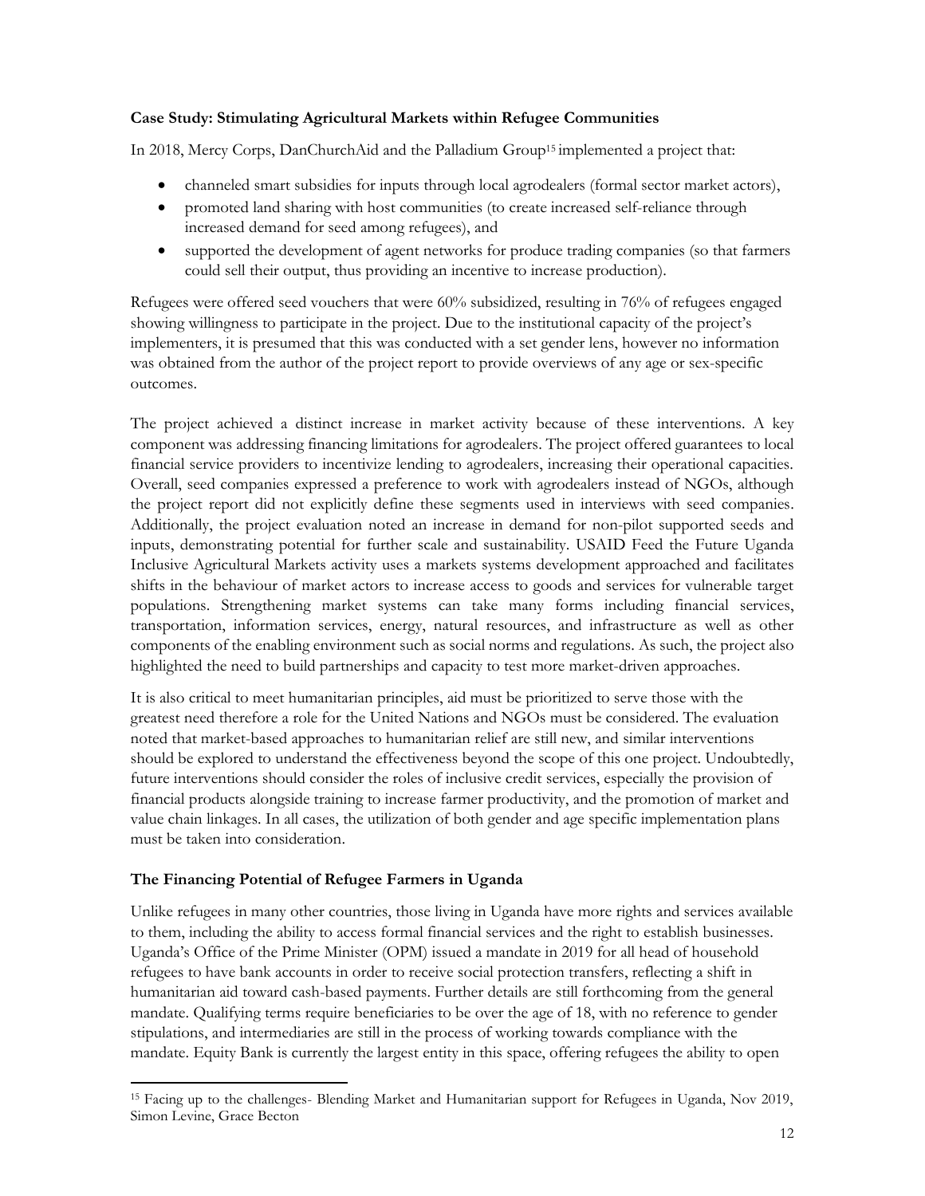**Case Study: Stimulating Agricultural Markets within Refugee Communities**

In 2018, Mercy Corps, DanChurchAid and the Palladium Group[15] implemented a project that:

- channeled smart subsidies for inputs through local agrodealers (formal sector market actors),
- promoted land sharing with host communities (to create increased self-reliance through increased demand for seed among refugees), and
- supported the development of agent networks for produce trading companies (so that farmers could sell their output, thus providing an incentive to increase production).

Refugees were offered seed vouchers that were 60% subsidized, resulting in 76% of refugees engaged showing willingness to participate in the project. Due to the institutional capacity of the project's implementers, it is presumed that this was conducted with a set gender lens, however no information was obtained from the author of the project report to provide overviews of any age or sex-specific outcomes.

The project achieved a distinct increase in market activity because of these interventions. A key component was addressing financing limitations for agrodealers. The project offered guarantees to local financial service providers to incentivize lending to agrodealers, increasing their operational capacities. Overall, seed companies expressed a preference to work with agrodealers instead of NGOs, although the project report did not explicitly define these segments used in interviews with seed companies. Additionally, the project evaluation noted an increase in demand for non-pilot supported seeds and inputs, demonstrating potential for further scale and sustainability. USAID Feed the Future Uganda Inclusive Agricultural Markets activity uses a markets systems development approached and facilitates shifts in the behaviour of market actors to increase access to goods and services for vulnerable target populations. Strengthening market systems can take many forms including financial services, transportation, information services, energy, natural resources, and infrastructure as well as other components of the enabling environment such as social norms and regulations. As such, the project also highlighted the need to build partnerships and capacity to test more market-driven approaches.

It is also critical to meet humanitarian principles, aid must be prioritized to serve those with the greatest need therefore a role for the United Nations and NGOs must be considered. The evaluation noted that market-based approaches to humanitarian relief are still new, and similar interventions should be explored to understand the effectiveness beyond the scope of this one project. Undoubtedly, future interventions should consider the roles of inclusive credit services, especially the provision of financial products alongside training to increase farmer productivity, and the promotion of market and value chain linkages. In all cases, the utilization of both gender and age specific implementation plans must be taken into consideration.

## The Financing Potential of Refugee Farmers in Uganda

Unlike refugees in many other countries, those living in Uganda have more rights and services available to them, including the ability to access formal financial services and the right to establish businesses. Uganda's Office of the Prime Minister (OPM) issued a mandate in 2019 for all head of household refugees to have bank accounts in order to receive social protection transfers, reflecting a shift in humanitarian aid toward cash-based payments. Further details are still forthcoming from the general mandate. Qualifying terms require beneficiaries to be over the age of 18, with no reference to gender stipulations, and intermediaries are still in the process of working towards compliance with the mandate. Equity Bank is currently the largest entity in this space, offering refugees the ability to open

[15] Facing up to the challenges- Blending Market and Humanitarian support for Refugees in Uganda, Nov 2019, Simon Levine, Grace Becton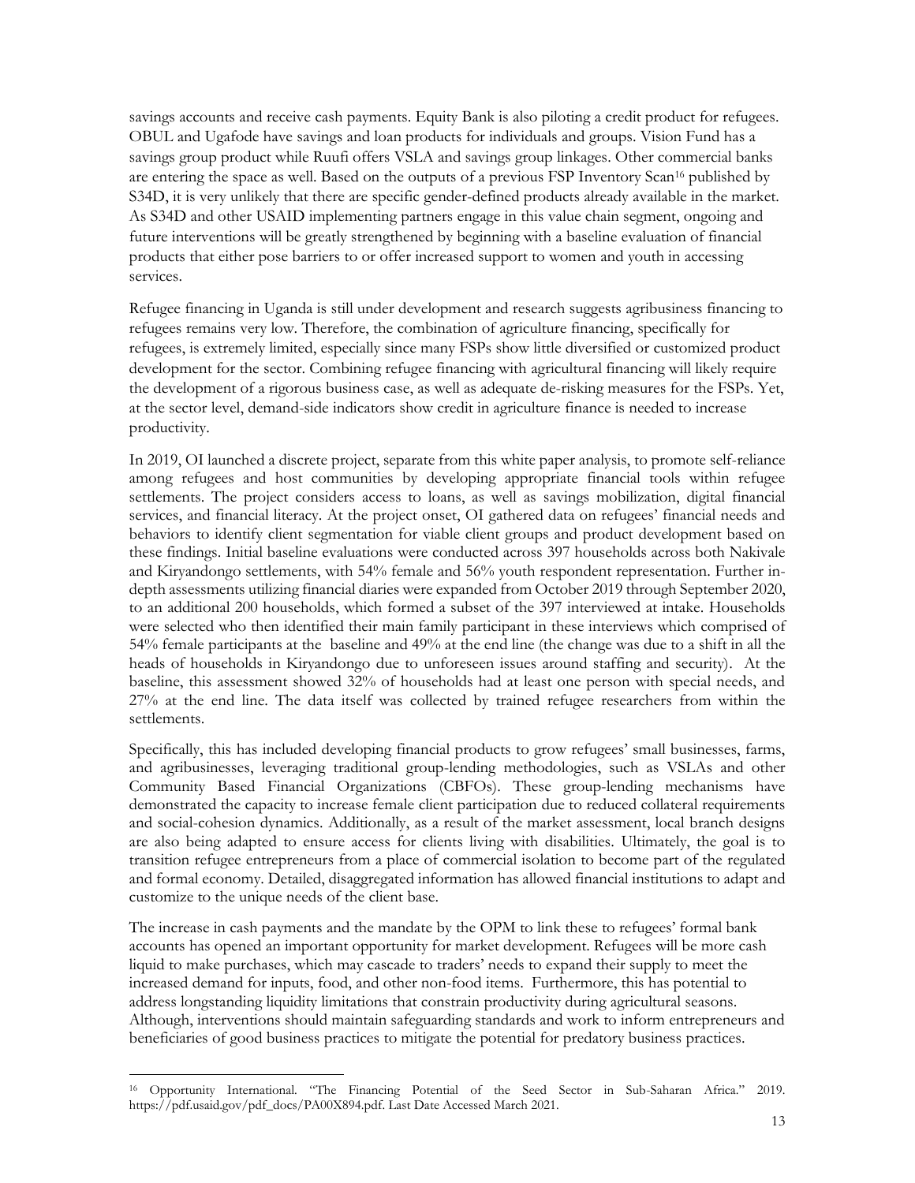savings accounts and receive cash payments. Equity Bank is also piloting a credit product for refugees. OBUL and Ugafode have savings and loan products for individuals and groups. Vision Fund has a savings group product while Ruufi offers VSLA and savings group linkages. Other commercial banks are entering the space as well. Based on the outputs of a previous FSP Inventory Scan[16] published by S34D, it is very unlikely that there are specific gender-defined products already available in the market. As S34D and other USAID implementing partners engage in this value chain segment, ongoing and future interventions will be greatly strengthened by beginning with a baseline evaluation of financial products that either pose barriers to or offer increased support to women and youth in accessing services.

Refugee financing in Uganda is still under development and research suggests agribusiness financing to refugees remains very low. Therefore, the combination of agriculture financing, specifically for refugees, is extremely limited, especially since many FSPs show little diversified or customized product development for the sector. Combining refugee financing with agricultural financing will likely require the development of a rigorous business case, as well as adequate de-risking measures for the FSPs. Yet, at the sector level, demand-side indicators show credit in agriculture finance is needed to increase productivity.

In 2019, OI launched a discrete project, separate from this white paper analysis, to promote self-reliance among refugees and host communities by developing appropriate financial tools within refugee settlements. The project considers access to loans, as well as savings mobilization, digital financial services, and financial literacy. At the project onset, OI gathered data on refugees' financial needs and behaviors to identify client segmentation for viable client groups and product development based on these findings. Initial baseline evaluations were conducted across 397 households across both Nakivale and Kiryandongo settlements, with 54% female and 56% youth respondent representation. Further in-depth assessments utilizing financial diaries were expanded from October 2019 through September 2020, to an additional 200 households, which formed a subset of the 397 interviewed at intake. Households were selected who then identified their main family participant in these interviews which comprised of 54% female participants at the baseline and 49% at the end line (the change was due to a shift in all the heads of households in Kiryandongo due to unforeseen issues around staffing and security). At the baseline, this assessment showed 32% of households had at least one person with special needs, and 27% at the end line. The data itself was collected by trained refugee researchers from within the settlements.

Specifically, this has included developing financial products to grow refugees' small businesses, farms, and agribusinesses, leveraging traditional group-lending methodologies, such as VSLAs and other Community Based Financial Organizations (CBFOs). These group-lending mechanisms have demonstrated the capacity to increase female client participation due to reduced collateral requirements and social-cohesion dynamics. Additionally, as a result of the market assessment, local branch designs are also being adapted to ensure access for clients living with disabilities. Ultimately, the goal is to transition refugee entrepreneurs from a place of commercial isolation to become part of the regulated and formal economy. Detailed, disaggregated information has allowed financial institutions to adapt and customize to the unique needs of the client base.

The increase in cash payments and the mandate by the OPM to link these to refugees' formal bank accounts has opened an important opportunity for market development. Refugees will be more cash liquid to make purchases, which may cascade to traders' needs to expand their supply to meet the increased demand for inputs, food, and other non-food items. Furthermore, this has potential to address longstanding liquidity limitations that constrain productivity during agricultural seasons. Although, interventions should maintain safeguarding standards and work to inform entrepreneurs and beneficiaries of good business practices to mitigate the potential for predatory business practices.

[16] Opportunity International. "The Financing Potential of the Seed Sector in Sub-Saharan Africa." 2019. https://pdf.usaid.gov/pdf_docs/PA00X894.pdf. Last Date Accessed March 2021.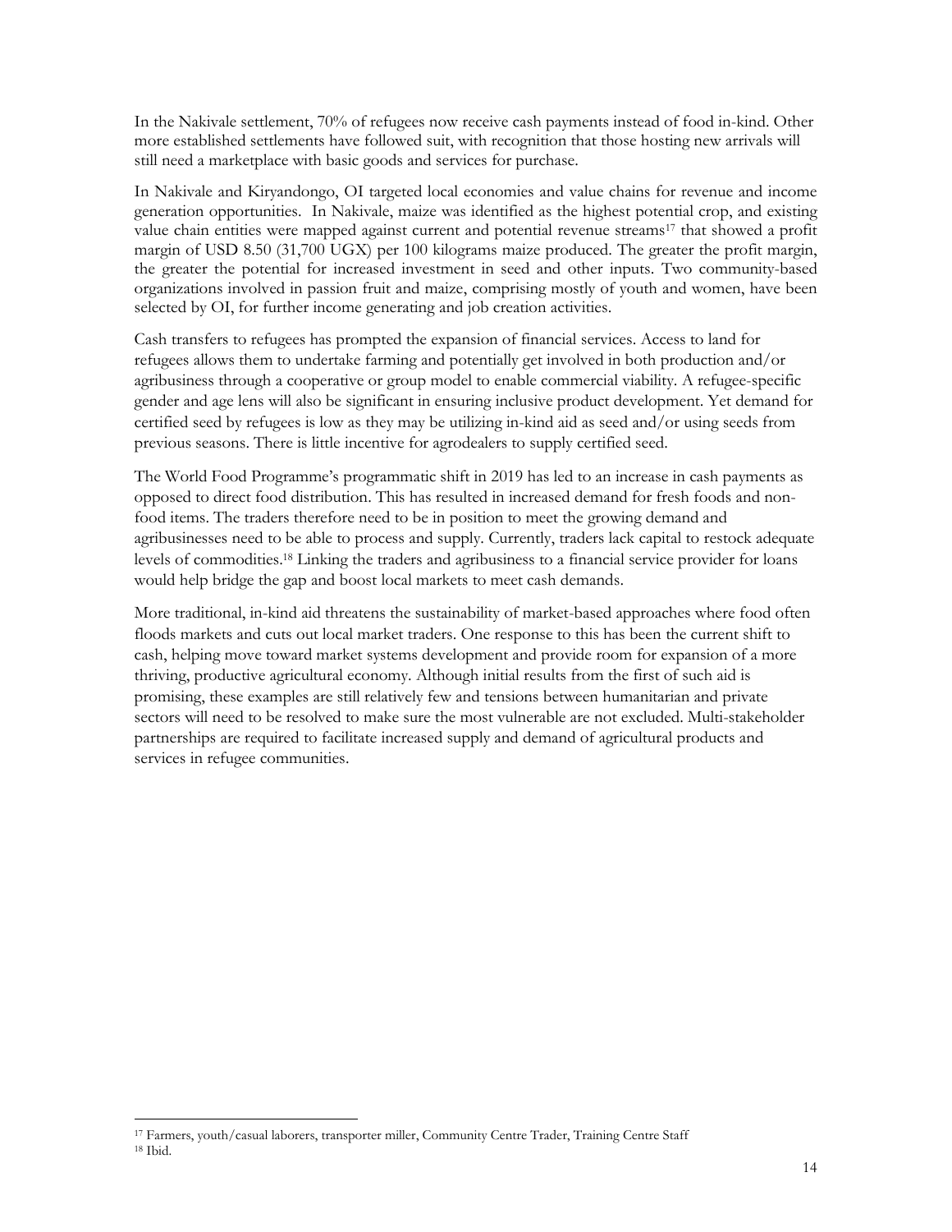In the Nakivale settlement, 70% of refugees now receive cash payments instead of food in-kind. Other more established settlements have followed suit, with recognition that those hosting new arrivals will still need a marketplace with basic goods and services for purchase.

In Nakivale and Kiryandongo, OI targeted local economies and value chains for revenue and income generation opportunities. In Nakivale, maize was identified as the highest potential crop, and existing value chain entities were mapped against current and potential revenue streams[17] that showed a profit margin of USD 8.50 (31,700 UGX) per 100 kilograms maize produced. The greater the profit margin, the greater the potential for increased investment in seed and other inputs. Two community-based organizations involved in passion fruit and maize, comprising mostly of youth and women, have been selected by OI, for further income generating and job creation activities.

Cash transfers to refugees has prompted the expansion of financial services. Access to land for refugees allows them to undertake farming and potentially get involved in both production and/or agribusiness through a cooperative or group model to enable commercial viability. A refugee-specific gender and age lens will also be significant in ensuring inclusive product development. Yet demand for certified seed by refugees is low as they may be utilizing in-kind aid as seed and/or using seeds from previous seasons. There is little incentive for agrodealers to supply certified seed.

The World Food Programme's programmatic shift in 2019 has led to an increase in cash payments as opposed to direct food distribution. This has resulted in increased demand for fresh foods and non-food items. The traders therefore need to be in position to meet the growing demand and agribusinesses need to be able to process and supply. Currently, traders lack capital to restock adequate levels of commodities.[18] Linking the traders and agribusiness to a financial service provider for loans would help bridge the gap and boost local markets to meet cash demands.

More traditional, in-kind aid threatens the sustainability of market-based approaches where food often floods markets and cuts out local market traders. One response to this has been the current shift to cash, helping move toward market systems development and provide room for expansion of a more thriving, productive agricultural economy. Although initial results from the first of such aid is promising, these examples are still relatively few and tensions between humanitarian and private sectors will need to be resolved to make sure the most vulnerable are not excluded. Multi-stakeholder partnerships are required to facilitate increased supply and demand of agricultural products and services in refugee communities.

---

[17] Farmers, youth/casual laborers, transporter miller, Community Centre Trader, Training Centre Staff

[18] Ibid.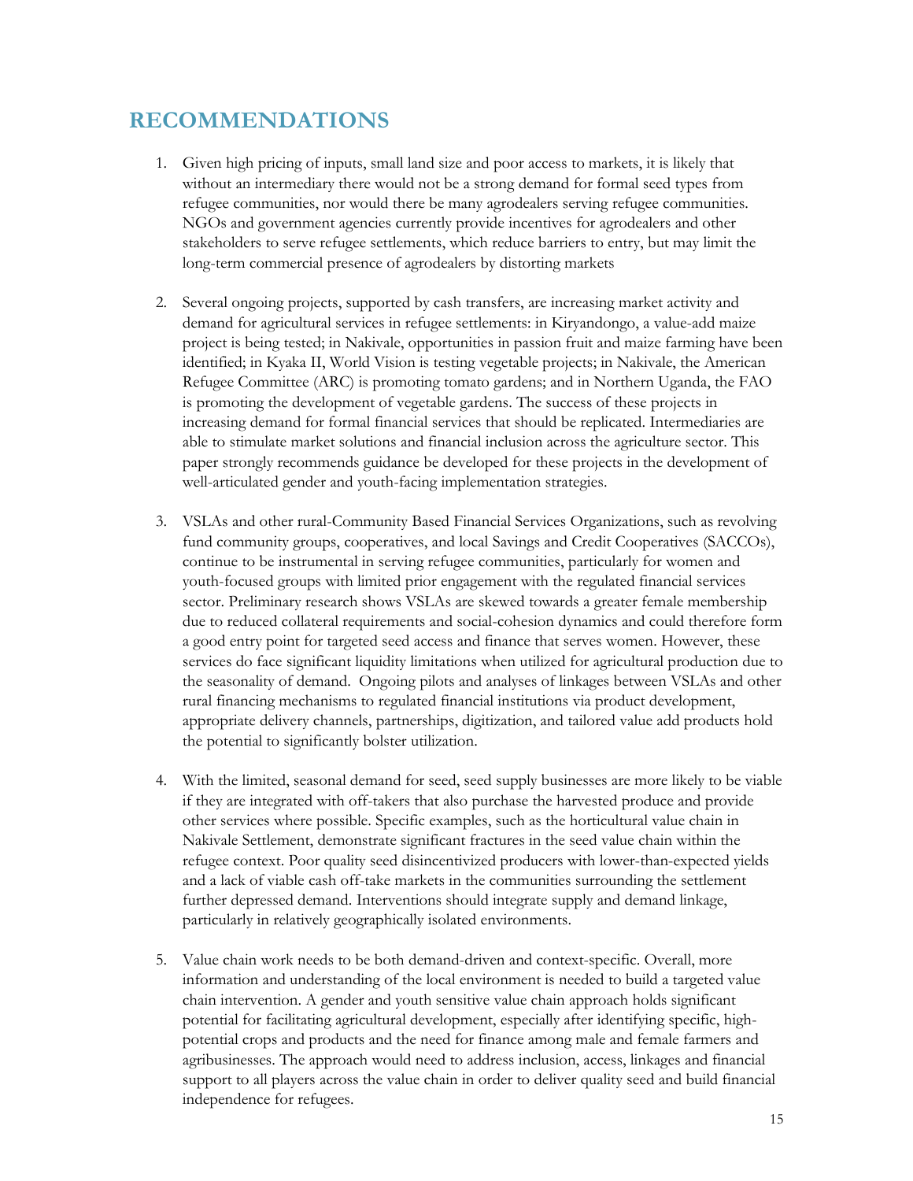## RECOMMENDATIONS

1. Given high pricing of inputs, small land size and poor access to markets, it is likely that without an intermediary there would not be a strong demand for formal seed types from refugee communities, nor would there be many agrodealers serving refugee communities. NGOs and government agencies currently provide incentives for agrodealers and other stakeholders to serve refugee settlements, which reduce barriers to entry, but may limit the long-term commercial presence of agrodealers by distorting markets

2. Several ongoing projects, supported by cash transfers, are increasing market activity and demand for agricultural services in refugee settlements: in Kiryandongo, a value-add maize project is being tested; in Nakivale, opportunities in passion fruit and maize farming have been identified; in Kyaka II, World Vision is testing vegetable projects; in Nakivale, the American Refugee Committee (ARC) is promoting tomato gardens; and in Northern Uganda, the FAO is promoting the development of vegetable gardens. The success of these projects in increasing demand for formal financial services that should be replicated. Intermediaries are able to stimulate market solutions and financial inclusion across the agriculture sector. This paper strongly recommends guidance be developed for these projects in the development of well-articulated gender and youth-facing implementation strategies.

3. VSLAs and other rural-Community Based Financial Services Organizations, such as revolving fund community groups, cooperatives, and local Savings and Credit Cooperatives (SACCOs), continue to be instrumental in serving refugee communities, particularly for women and youth-focused groups with limited prior engagement with the regulated financial services sector. Preliminary research shows VSLAs are skewed towards a greater female membership due to reduced collateral requirements and social-cohesion dynamics and could therefore form a good entry point for targeted seed access and finance that serves women. However, these services do face significant liquidity limitations when utilized for agricultural production due to the seasonality of demand. Ongoing pilots and analyses of linkages between VSLAs and other rural financing mechanisms to regulated financial institutions via product development, appropriate delivery channels, partnerships, digitization, and tailored value add products hold the potential to significantly bolster utilization.

4. With the limited, seasonal demand for seed, seed supply businesses are more likely to be viable if they are integrated with off-takers that also purchase the harvested produce and provide other services where possible. Specific examples, such as the horticultural value chain in Nakivale Settlement, demonstrate significant fractures in the seed value chain within the refugee context. Poor quality seed disincentivized producers with lower-than-expected yields and a lack of viable cash off-take markets in the communities surrounding the settlement further depressed demand. Interventions should integrate supply and demand linkage, particularly in relatively geographically isolated environments.

5. Value chain work needs to be both demand-driven and context-specific. Overall, more information and understanding of the local environment is needed to build a targeted value chain intervention. A gender and youth sensitive value chain approach holds significant potential for facilitating agricultural development, especially after identifying specific, high-potential crops and products and the need for finance among male and female farmers and agribusinesses. The approach would need to address inclusion, access, linkages and financial support to all players across the value chain in order to deliver quality seed and build financial independence for refugees.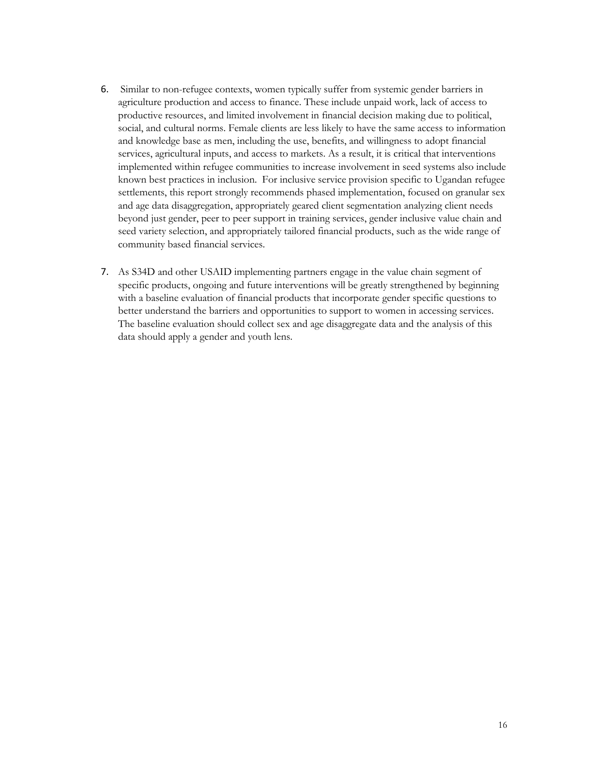6. Similar to non-refugee contexts, women typically suffer from systemic gender barriers in agriculture production and access to finance. These include unpaid work, lack of access to productive resources, and limited involvement in financial decision making due to political, social, and cultural norms. Female clients are less likely to have the same access to information and knowledge base as men, including the use, benefits, and willingness to adopt financial services, agricultural inputs, and access to markets. As a result, it is critical that interventions implemented within refugee communities to increase involvement in seed systems also include known best practices in inclusion. For inclusive service provision specific to Ugandan refugee settlements, this report strongly recommends phased implementation, focused on granular sex and age data disaggregation, appropriately geared client segmentation analyzing client needs beyond just gender, peer to peer support in training services, gender inclusive value chain and seed variety selection, and appropriately tailored financial products, such as the wide range of community based financial services.

7. As S34D and other USAID implementing partners engage in the value chain segment of specific products, ongoing and future interventions will be greatly strengthened by beginning with a baseline evaluation of financial products that incorporate gender specific questions to better understand the barriers and opportunities to support to women in accessing services. The baseline evaluation should collect sex and age disaggregate data and the analysis of this data should apply a gender and youth lens.